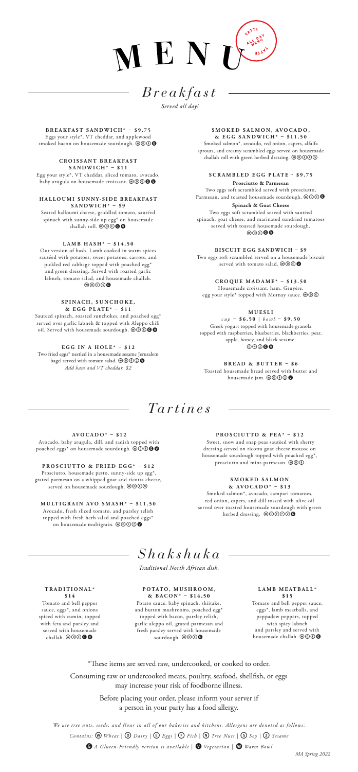# MENU

TATTE ALL DAY MENU TATTE

## *Breakfast*

*Served all day!*

### BREAKFAST SANDWICH* – $9.75

Eggs your style*, VT cheddar, and applewood smoked bacon on housemade sourdough. Ⓦ Ⓓ Ⓔ Ⓖ

### CROISSANT BREAKFAST SANDWICH* – $11

Egg your style*, VT cheddar, sliced tomato, avocado, baby arugula on housemade croissant. Ⓦ Ⓓ Ⓔ Ⓖ Ⓥ

### HALLOUMI SUNNY-SIDE BREAKFAST SANDWICH* – $9

Seared halloumi cheese, griddled tomato, sautéed spinach with sunny-side up egg* on housemade challah roll. Ⓦ Ⓓ Ⓔ Ⓖ Ⓥ

### LAMB HASH* – $14.50

Our version of hash. Lamb cooked in warm spices sautéed with potatoes, sweet potatoes, carrots, and pickled red cabbage topped with poached egg* and green dressing. Served with roasted garlic labneh, tomato salad, and housemade challah. Ⓦ Ⓓ Ⓔ Ⓢ Ⓖ

### SPINACH, SUNCHOKE, & EGG PLATE* – $11

Sauteed spinach, roasted sunchokes, and poached egg* served over garlic labneh & topped with Aleppo chili oil. Served with housemade sourdough. Ⓦ Ⓓ Ⓔ Ⓖ Ⓥ

### EGG IN A HOLE* – $12

Two fried eggs* nestled in a housemade sesame Jerusalem bagel served with tomato salad. Ⓦ Ⓓ Ⓔ Ⓩ Ⓥ

*Add ham and VT cheddar, $2*

### SMOKED SALMON, AVOCADO, & EGG SANDWICH* – $11.50

Smoked salmon*, avocado, red onion, capers, alfalfa sprouts, and creamy scrambled eggs served on housemade challah roll with green herbed dressing. Ⓦ Ⓓ Ⓔ Ⓕ Ⓢ

### SCRAMBLED EGG PLATE - $9.75

**Prosciutto & Parmesan**

Two eggs soft scrambled served with prosciutto, Parmesan, and toasted housemade sourdough. Ⓦ Ⓓ Ⓔ Ⓖ

**Spinach & Goat Cheese**

Two eggs soft scrambled served with sautéed spinach, goat cheese, and marinated sundried tomatoes served with toasted housemade sourdough. Ⓦ Ⓓ Ⓔ Ⓖ Ⓥ

### BISCUIT EGG SANDWICH – $9

Two eggs soft scrambled served on a housemade biscuit served with tomato salad. Ⓦ Ⓓ Ⓔ Ⓥ

### CROQUE MADAME* – $13.50

Housemade croissant, ham, Gruyère, egg your style* topped with Mornay sauce. Ⓦ Ⓓ Ⓔ

### MUESLI

*cup* – $6.50 | *bowl* – $9.50

Greek yogurt topped with housemade granola topped with raspberries, blueberries, blackberries, pear, apple, honey, and black sesame. Ⓓ Ⓝ Ⓩ Ⓖ Ⓥ

### BREAD & BUTTER – $6

Toasted housemade bread served with butter and housemade jam. Ⓦ Ⓓ Ⓔ Ⓩ Ⓥ

## *Tartines*

### AVOCADO* – $12

Avocado, baby arugula, dill, and radish topped with poached eggs* on housemade sourdough. Ⓦ Ⓓ Ⓔ Ⓖ Ⓥ

### PROSCIUTTO & FRIED EGG* – $12

Prosciutto, housemade pesto, sunny-side up egg*, grated parmesan on a whipped goat and ricotta cheese, served on housemade sourdough. Ⓦ Ⓓ Ⓔ Ⓝ

### MULTIGRAIN AVO SMASH* – $11.50

Avocado, fresh sliced tomato, and parsley relish topped with fresh herb salad and poached eggs* on housemade multigrain. Ⓦ Ⓓ Ⓔ Ⓩ Ⓥ

### PROSCIUTTO & PEA* – $12

Sweet, snow and snap peas sautéed with sherry dressing served on ricotta goat cheese mousse on housemade sourdough topped with poached egg*, prosciutto and mint-parmesan. Ⓦ Ⓓ Ⓔ

### SMOKED SALMON & AVOCADO* – $13

Smoked salmon*, avocado, campari tomatoes, red onion, capers, and dill tossed with olive oil served over toasted housemade sourdough with green herbed dressing. Ⓦ Ⓓ Ⓔ Ⓕ Ⓩ Ⓖ

## *Shakshuka*

*Traditional North African dish.*

### TRADITIONAL* $14

Tomato and bell pepper sauce, eggs*, and onions spiced with cumin, topped with feta and parsley and served with housemade challah. Ⓦ Ⓓ Ⓔ Ⓖ Ⓥ

### POTATO, MUSHROOM, & BACON* – $14.50

Potato sauce, baby spinach, shiitake, and button mushrooms, poached egg* topped with bacon, parsley relish, garlic aleppo oil, grated parmesan and fresh parsley served with housemade sourdough. Ⓦ Ⓓ Ⓔ Ⓖ

### LAMB MEATBALL* $15

Tomato and bell pepper sauce, eggs*, lamb meatballs, and peppadew peppers, topped with spicy labneh and parsley and served with housemade challah. Ⓦ Ⓓ Ⓔ Ⓖ

*These items are served raw, undercooked, or cooked to order.

Consuming raw or undercooked meats, poultry, seafood, shellfish, or eggs may increase your risk of foodborne illness.

Before placing your order, please inform your server if a person in your party has a food allergy.

*We use tree nuts, seeds, and flour in all of our bakeries and kitchens. Allergens are denoted as follows:*

*Contains:* Ⓦ *Wheat* | Ⓓ *Dairy* | Ⓔ *Eggs* | Ⓕ *Fish* | Ⓝ *Tree Nuts* | Ⓢ *Soy* | Ⓩ *Sesame*

Ⓖ *A Gluten-Friendly version is available* | Ⓥ *Vegetarian* | Ⓦ *Warm Bowl*

*MA Spring 2022*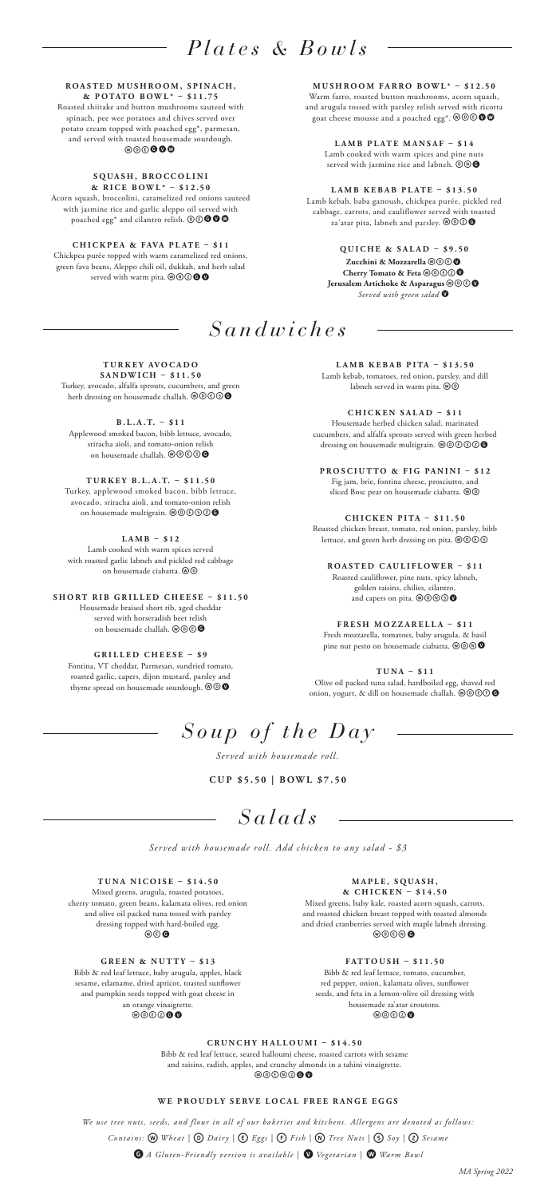# *Plates & Bowls*

**ROASTED MUSHROOM, SPINACH, & POTATO BOWL* – $11.75**
Roasted shiitake and button mushrooms sauteed with spinach, pee wee potatoes and chives served over potato cream topped with poached egg*, parmesan, and served with toasted housemade sourdough. Ⓦ Ⓓ Ⓔ Ⓖ Ⓥ Ⓦ

**SQUASH, BROCCOLINI & RICE BOWL* – $12.50**
Acorn squash, broccolini, caramelized red onions sauteed with jasmine rice and garlic aleppo oil served with poached egg* and cilantro relish. Ⓓ Ⓔ Ⓖ Ⓥ Ⓦ

**CHICKPEA & FAVA PLATE – $11**
Chickpea purée topped with warm caramelized red onions, green fava beans, Aleppo chili oil, dukkah, and herb salad served with warm pita. Ⓦ Ⓝ Ⓩ Ⓖ Ⓥ

**MUSHROOM FARRO BOWL* – $12.50**
Warm farro, roasted button mushrooms, acorn squash, and arugula tossed with parsley relish served with ricotta goat cheese mousse and a poached egg*. Ⓦ Ⓓ Ⓔ Ⓥ Ⓦ

**LAMB PLATE MANSAF – $14**
Lamb cooked with warm spices and pine nuts served with jasmine rice and labneh. Ⓓ Ⓝ Ⓖ

**LAMB KEBAB PLATE – $13.50**
Lamb kebab, baba ganoush, chickpea purée, pickled red cabbage, carrots, and cauliflower served with toasted za'atar pita, labneh and parsley. Ⓦ Ⓓ Ⓩ Ⓖ

**QUICHE & SALAD – $9.50**
**Zucchini & Mozzarella** Ⓦ Ⓓ Ⓔ Ⓥ
**Cherry Tomato & Feta** Ⓦ Ⓓ Ⓔ Ⓩ Ⓥ
**Jerusalem Artichoke & Asparagus** Ⓦ Ⓓ Ⓔ Ⓥ
*Served with green salad* Ⓥ

# *Sandwiches*

**TURKEY AVOCADO SANDWICH – $11.50**
Turkey, avocado, alfalfa sprouts, cucumbers, and green herb dressing on housemade challah. Ⓦ Ⓓ Ⓔ Ⓢ Ⓖ

**B.L.A.T. – $11**
Applewood smoked bacon, bibb lettuce, avocado, sriracha aioli, and tomato-onion relish on housemade challah. Ⓦ Ⓓ Ⓔ Ⓢ Ⓖ

**TURKEY B.L.A.T. – $11.50**
Turkey, applewood smoked bacon, bibb lettuce, avocado, sriracha aioli, and tomato-onion relish on housemade multigrain. Ⓦ Ⓓ Ⓔ Ⓢ Ⓩ Ⓖ

**LAMB – $12**
Lamb cooked with warm spices served with roasted garlic labneh and pickled red cabbage on housemade ciabatta. Ⓦ Ⓓ

**SHORT RIB GRILLED CHEESE – $11.50**
Housemade braised short rib, aged cheddar served with horseradish beet relish on housemade challah. Ⓦ Ⓓ Ⓔ Ⓖ

**GRILLED CHEESE – $9**
Fontina, VT cheddar, Parmesan, sundried tomato, roasted garlic, capers, dijon mustard, parsley and thyme spread on housemade sourdough. Ⓦ Ⓓ Ⓥ

**LAMB KEBAB PITA – $13.50**
Lamb kebab, tomatoes, red onion, parsley, and dill labneh served in warm pita. Ⓦ Ⓓ

**CHICKEN SALAD – $11**
Housemade herbed chicken salad, marinated cucumbers, and alfalfa sprouts served with green herbed dressing on housemade multigrain. Ⓦ Ⓓ Ⓔ Ⓢ Ⓩ Ⓖ

**PROSCIUTTO & FIG PANINI – $12**
Fig jam, brie, fontina cheese, prosciutto, and sliced Bosc pear on housemade ciabatta. Ⓦ Ⓓ

**CHICKEN PITA – $11.50**
Roasted chicken breast, tomato, red onion, parsley, bibb lettuce, and green herb dressing on pita. Ⓦ Ⓔ Ⓢ

**ROASTED CAULIFLOWER – $11**
Roasted cauliflower, pine nuts, spicy labneh, golden raisins, chilies, cilantro, and capers on pita. Ⓦ Ⓓ Ⓝ Ⓢ Ⓥ

**FRESH MOZZARELLA – $11**
Fresh mozzarella, tomatoes, baby arugula, & basil pine nut pesto on housemade ciabatta. Ⓦ Ⓓ Ⓝ Ⓥ

**TUNA – $11**
Olive oil packed tuna salad, hardboiled egg, shaved red onion, yogurt, & dill on housemade challah. Ⓦ Ⓓ Ⓔ Ⓕ Ⓖ

# *Soup of the Day*

*Served with housemade roll.*

**CUP $5.50 | BOWL $7.50**

# *Salads*

*Served with housemade roll. Add chicken to any salad - $3*

**TUNA NICOISE – $14.50**
Mixed greens, arugula, roasted potatoes, cherry tomato, green beans, kalamata olives, red onion and olive oil packed tuna tossed with parsley dressing topped with hard-boiled egg. Ⓔ Ⓕ Ⓖ

**GREEN & NUTTY – $13**
Bibb & red leaf lettuce, baby arugula, apples, black sesame, edamame, dried apricot, toasted sunflower and pumpkin seeds topped with goat cheese in an orange vinaigrette. Ⓦ Ⓓ Ⓢ Ⓩ Ⓖ Ⓥ

**MAPLE, SQUASH, & CHICKEN – $14.50**
Mixed greens, baby kale, roasted acorn squash, carrots, and roasted chicken breast topped with toasted almonds and dried cranberries served with maple labneh dressing. Ⓦ Ⓓ Ⓔ Ⓝ Ⓖ

**FATTOUSH – $11.50**
Bibb & red leaf lettuce, tomato, cucumber, red pepper, onion, kalamata olives, sunflower seeds, and feta in a lemon-olive oil dressing with housemade za'atar croutons. Ⓦ Ⓓ Ⓔ Ⓩ Ⓥ

**CRUNCHY HALLOUMI – $14.50**
Bibb & red leaf lettuce, seared halloumi cheese, roasted carrots with sesame and raisins, radish, apples, and crunchy almonds in a tahini vinaigrette. Ⓦ Ⓓ Ⓔ Ⓝ Ⓩ Ⓖ Ⓥ

**WE PROUDLY SERVE LOCAL FREE RANGE EGGS**

*We use tree nuts, seeds, and flour in all of our bakeries and kitchens. Allergens are denoted as follows:*

*Contains:* Ⓦ *Wheat* | Ⓓ *Dairy* | Ⓔ *Eggs* | Ⓕ *Fish* | Ⓝ *Tree Nuts* | Ⓢ *Soy* | Ⓩ *Sesame*

Ⓖ *A Gluten-Friendly version is available* | Ⓥ *Vegetarian* | Ⓦ *Warm Bowl*

*MA Spring 2022*